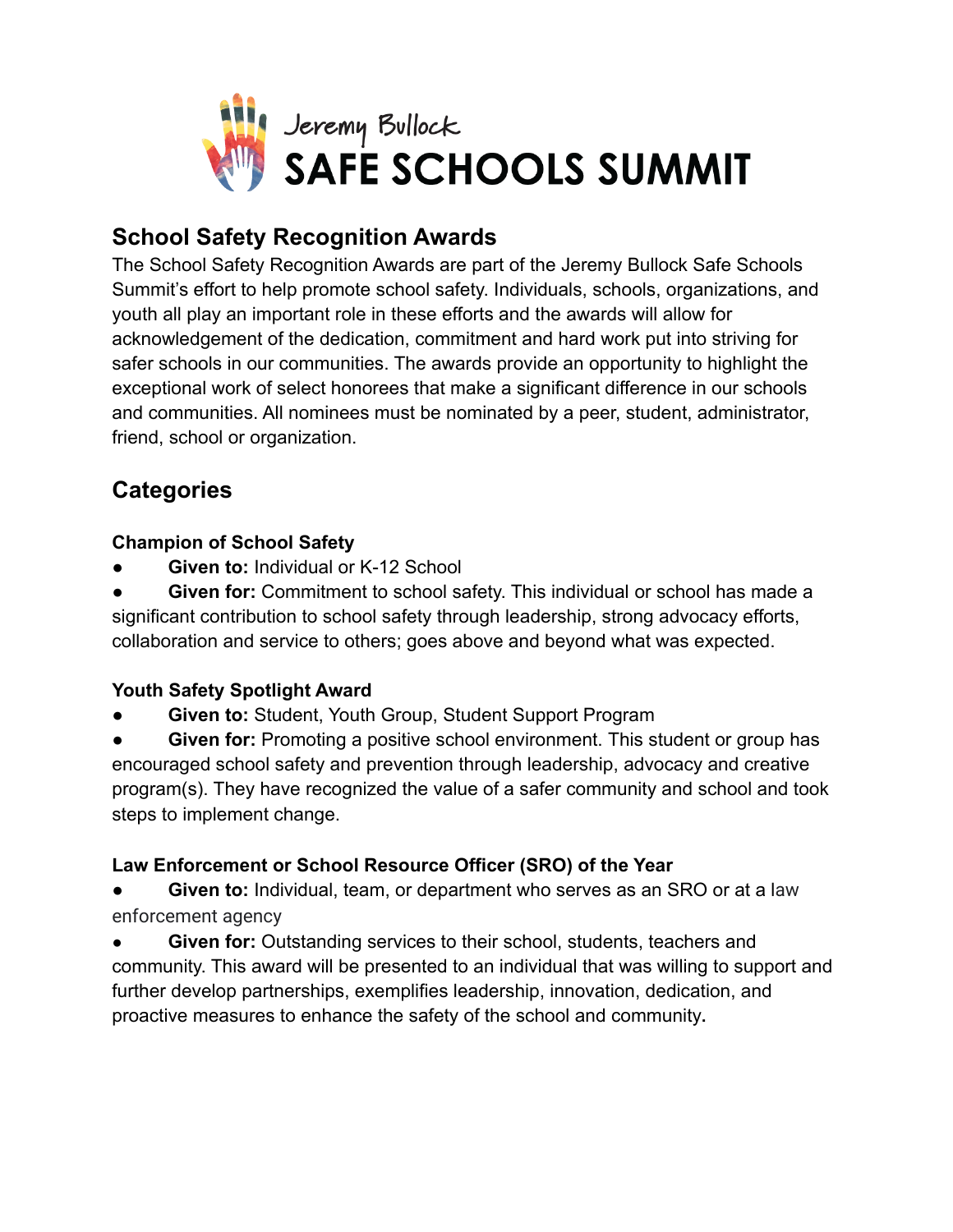# Jeremy Bullock SAFE SCHOOLS SUMMIT

## School Safety Recognition Awards

The School Safety Recognition Awards are part of the Jeremy Bullock Safe Schools Summit's effort to help promote school safety. Individuals, schools, organizations, and youth all play an important role in these efforts and the awards will allow for acknowledgement of the dedication, commitment and hard work put into striving for safer schools in our communities. The awards provide an opportunity to highlight the exceptional work of select honorees that make a significant difference in our schools and communities. All nominees must be nominated by a peer, student, administrator, friend, school or organization.

## Categories

### Champion of School Safety

- **Given to:** Individual or K-12 School
- **Given for:** Commitment to school safety. This individual or school has made a significant contribution to school safety through leadership, strong advocacy efforts, collaboration and service to others; goes above and beyond what was expected.

### Youth Safety Spotlight Award

- **Given to:** Student, Youth Group, Student Support Program
- **Given for:** Promoting a positive school environment. This student or group has encouraged school safety and prevention through leadership, advocacy and creative program(s). They have recognized the value of a safer community and school and took steps to implement change.

### Law Enforcement or School Resource Officer (SRO) of the Year

- **Given to:** Individual, team, or department who serves as an SRO or at a law enforcement agency
- **Given for:** Outstanding services to their school, students, teachers and community. This award will be presented to an individual that was willing to support and further develop partnerships, exemplifies leadership, innovation, dedication, and proactive measures to enhance the safety of the school and community.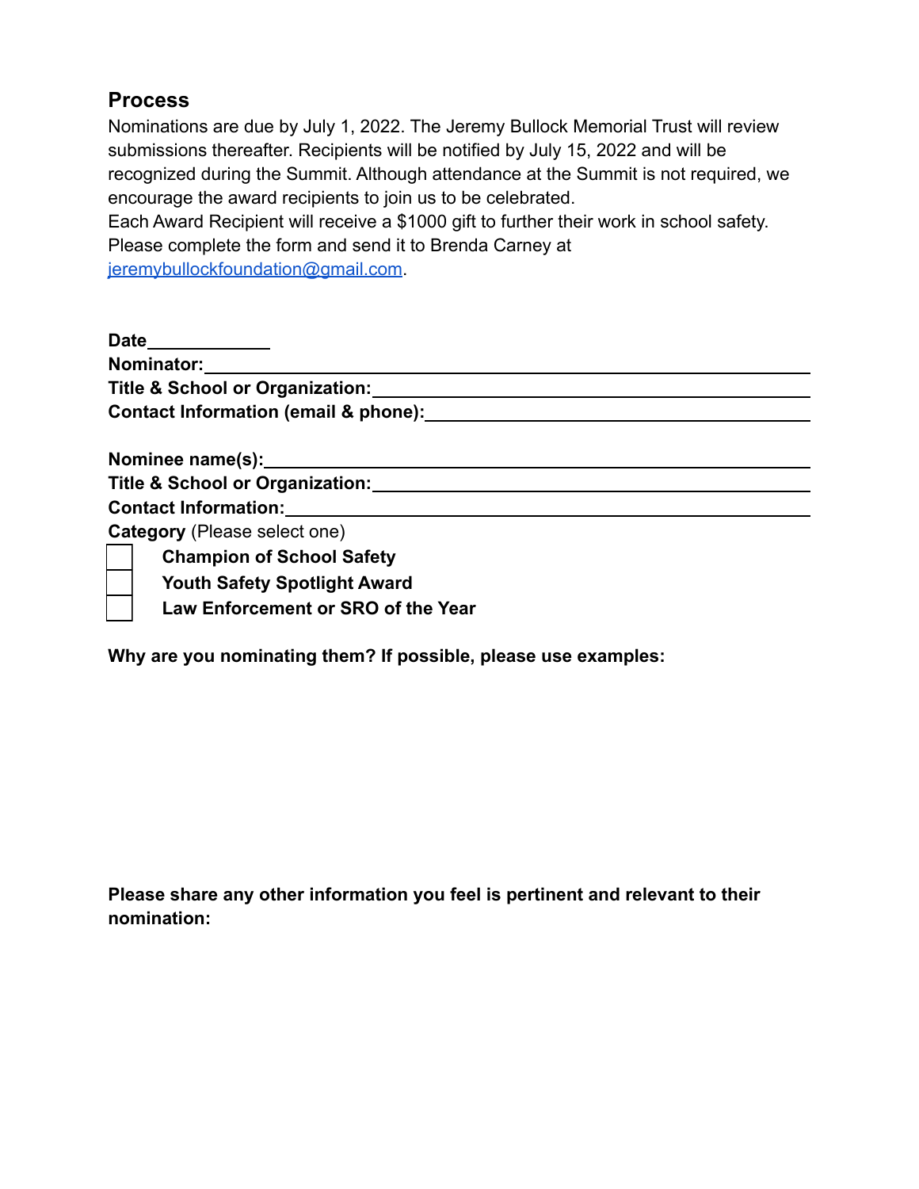## Process

Nominations are due by July 1, 2022. The Jeremy Bullock Memorial Trust will review submissions thereafter. Recipients will be notified by July 15, 2022 and will be recognized during the Summit. Although attendance at the Summit is not required, we encourage the award recipients to join us to be celebrated.

Each Award Recipient will receive a $1000 gift to further their work in school safety.

Please complete the form and send it to Brenda Carney at [jeremybullockfoundation@gmail.com](mailto:jeremybullockfoundation@gmail.com).

**Date**____________

**Nominator:**____________________________________________

**Title & School or Organization:**________________________________

**Contact Information (email & phone):**____________________________

**Nominee name(s):**______________________________________

**Title & School or Organization:**________________________________

**Contact Information:**___________________________________

**Category** (Please select one)

- [ ] **Champion of School Safety**
- [ ] **Youth Safety Spotlight Award**
- [ ] **Law Enforcement or SRO of the Year**

**Why are you nominating them? If possible, please use examples:**

**Please share any other information you feel is pertinent and relevant to their nomination:**